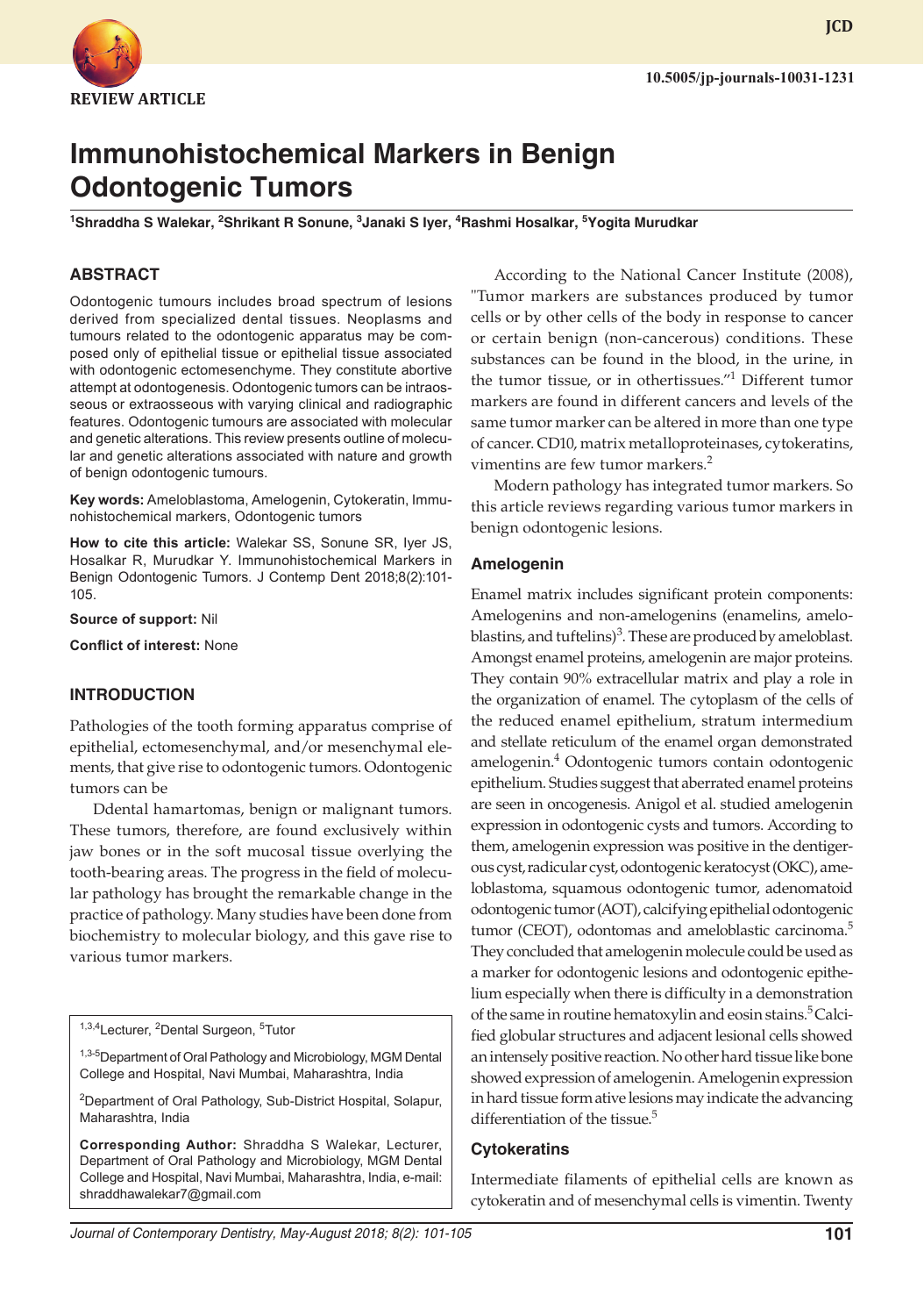REVIEW ARTICLE

10.5005/jp-journals-10031-1231

# Immunohistochemical Markers in Benign Odontogenic Tumors

[1]Shraddha S Walekar, [2]Shrikant R Sonune, [3]Janaki S Iyer, [4]Rashmi Hosalkar, [5]Yogita Murudkar

## ABSTRACT

Odontogenic tumours includes broad spectrum of lesions derived from specialized dental tissues. Neoplasms and tumours related to the odontogenic apparatus may be composed only of epithelial tissue or epithelial tissue associated with odontogenic ectomesenchyme. They constitute abortive attempt at odontogenesis. Odontogenic tumors can be intraosseous or extraosseous with varying clinical and radiographic features. Odontogenic tumours are associated with molecular and genetic alterations. This review presents outline of molecular and genetic alterations associated with nature and growth of benign odontogenic tumours.

**Key words:** Ameloblastoma, Amelogenin, Cytokeratin, Immunohistochemical markers, Odontogenic tumors

**How to cite this article:** Walekar SS, Sonune SR, Iyer JS, Hosalkar R, Murudkar Y. Immunohistochemical Markers in Benign Odontogenic Tumors. J Contemp Dent 2018;8(2):101-105.

**Source of support:** Nil

**Conflict of interest:** None

## INTRODUCTION

Pathologies of the tooth forming apparatus comprise of epithelial, ectomesenchymal, and/or mesenchymal elements, that give rise to odontogenic tumors. Odontogenic tumors can be

Ddental hamartomas, benign or malignant tumors. These tumors, therefore, are found exclusively within jaw bones or in the soft mucosal tissue overlying the tooth-bearing areas. The progress in the field of molecular pathology has brought the remarkable change in the practice of pathology. Many studies have been done from biochemistry to molecular biology, and this gave rise to various tumor markers.

According to the National Cancer Institute (2008), "Tumor markers are substances produced by tumor cells or by other cells of the body in response to cancer or certain benign (non-cancerous) conditions. These substances can be found in the blood, in the urine, in the tumor tissue, or in othertissues."[1] Different tumor markers are found in different cancers and levels of the same tumor marker can be altered in more than one type of cancer. CD10, matrix metalloproteinases, cytokeratins, vimentins are few tumor markers.[2]

Modern pathology has integrated tumor markers. So this article reviews regarding various tumor markers in benign odontogenic lesions.

## Amelogenin

Enamel matrix includes significant protein components: Amelogenins and non-amelogenins (enamelins, ameloblastins, and tuftelins)[3]. These are produced by ameloblast. Amongst enamel proteins, amelogenin are major proteins. They contain 90% extracellular matrix and play a role in the organization of enamel. The cytoplasm of the cells of the reduced enamel epithelium, stratum intermedium and stellate reticulum of the enamel organ demonstrated amelogenin.[4] Odontogenic tumors contain odontogenic epithelium. Studies suggest that aberrated enamel proteins are seen in oncogenesis. Anigol et al. studied amelogenin expression in odontogenic cysts and tumors. According to them, amelogenin expression was positive in the dentigerous cyst, radicular cyst, odontogenic keratocyst (OKC), ameloblastoma, squamous odontogenic tumor, adenomatoid odontogenic tumor (AOT), calcifying epithelial odontogenic tumor (CEOT), odontomas and ameloblastic carcinoma.[5] They concluded that amelogenin molecule could be used as a marker for odontogenic lesions and odontogenic epithelium especially when there is difficulty in a demonstration of the same in routine hematoxylin and eosin stains.[5] Calcified globular structures and adjacent lesional cells showed an intensely positive reaction. No other hard tissue like bone showed expression of amelogenin. Amelogenin expression in hard tissue form ative lesions may indicate the advancing differentiation of the tissue.[5]

## Cytokeratins

Intermediate filaments of epithelial cells are known as cytokeratin and of mesenchymal cells is vimentin. Twenty

[1,3,4]Lecturer, [2]Dental Surgeon, [5]Tutor

[1,3-5]Department of Oral Pathology and Microbiology, MGM Dental College and Hospital, Navi Mumbai, Maharashtra, India

[2]Department of Oral Pathology, Sub-District Hospital, Solapur, Maharashtra, India

**Corresponding Author:** Shraddha S Walekar, Lecturer, Department of Oral Pathology and Microbiology, MGM Dental College and Hospital, Navi Mumbai, Maharashtra, India, e-mail: shraddhawalekar7@gmail.com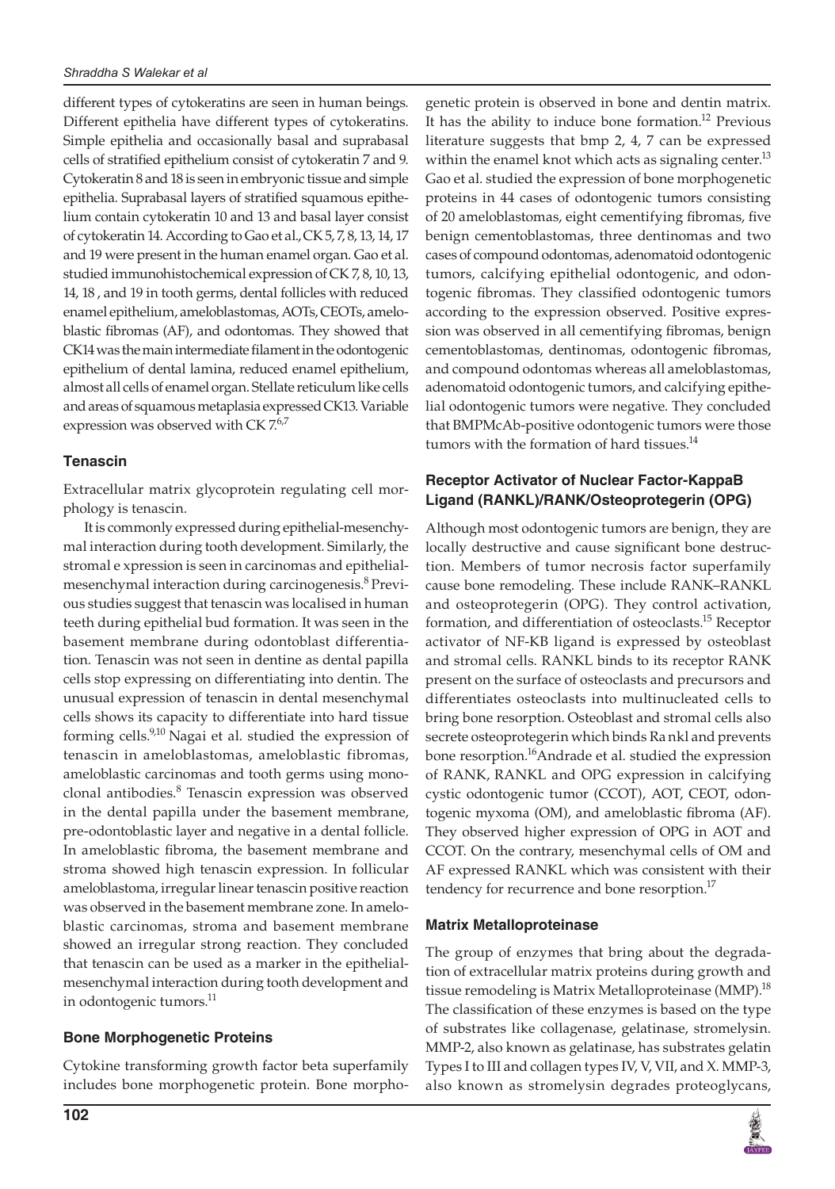different types of cytokeratins are seen in human beings. Different epithelia have different types of cytokeratins. Simple epithelia and occasionally basal and suprabasal cells of stratified epithelium consist of cytokeratin 7 and 9. Cytokeratin 8 and 18 is seen in embryonic tissue and simple epithelia. Suprabasal layers of stratified squamous epithelium contain cytokeratin 10 and 13 and basal layer consist of cytokeratin 14. According to Gao et al., CK 5, 7, 8, 13, 14, 17 and 19 were present in the human enamel organ. Gao et al. studied immunohistochemical expression of CK 7, 8, 10, 13, 14, 18 , and 19 in tooth germs, dental follicles with reduced enamel epithelium, ameloblastomas, AOTs, CEOTs, ameloblastic fibromas (AF), and odontomas. They showed that CK14 was the main intermediate filament in the odontogenic epithelium of dental lamina, reduced enamel epithelium, almost all cells of enamel organ. Stellate reticulum like cells and areas of squamous metaplasia expressed CK13. Variable expression was observed with CK 7.[6,7]

### Tenascin

Extracellular matrix glycoprotein regulating cell morphology is tenascin.

It is commonly expressed during epithelial-mesenchymal interaction during tooth development. Similarly, the stromal e xpression is seen in carcinomas and epithelial-mesenchymal interaction during carcinogenesis.[8] Previous studies suggest that tenascin was localised in human teeth during epithelial bud formation. It was seen in the basement membrane during odontoblast differentiation. Tenascin was not seen in dentine as dental papilla cells stop expressing on differentiating into dentin. The unusual expression of tenascin in dental mesenchymal cells shows its capacity to differentiate into hard tissue forming cells.[9,10] Nagai et al. studied the expression of tenascin in ameloblastomas, ameloblastic fibromas, ameloblastic carcinomas and tooth germs using monoclonal antibodies.[8] Tenascin expression was observed in the dental papilla under the basement membrane, pre-odontoblastic layer and negative in a dental follicle. In ameloblastic fibroma, the basement membrane and stroma showed high tenascin expression. In follicular ameloblastoma, irregular linear tenascin positive reaction was observed in the basement membrane zone. In ameloblastic carcinomas, stroma and basement membrane showed an irregular strong reaction. They concluded that tenascin can be used as a marker in the epithelial-mesenchymal interaction during tooth development and in odontogenic tumors.[11]

### Bone Morphogenetic Proteins

Cytokine transforming growth factor beta superfamily includes bone morphogenetic protein. Bone morphogenetic protein is observed in bone and dentin matrix. It has the ability to induce bone formation.[12] Previous literature suggests that bmp 2, 4, 7 can be expressed within the enamel knot which acts as signaling center.[13] Gao et al. studied the expression of bone morphogenetic proteins in 44 cases of odontogenic tumors consisting of 20 ameloblastomas, eight cementifying fibromas, five benign cementoblastomas, three dentinomas and two cases of compound odontomas, adenomatoid odontogenic tumors, calcifying epithelial odontogenic, and odontogenic fibromas. They classified odontogenic tumors according to the expression observed. Positive expression was observed in all cementifying fibromas, benign cementoblastomas, dentinomas, odontogenic fibromas, and compound odontomas whereas all ameloblastomas, adenomatoid odontogenic tumors, and calcifying epithelial odontogenic tumors were negative. They concluded that BMPMcAb-positive odontogenic tumors were those tumors with the formation of hard tissues.[14]

### Receptor Activator of Nuclear Factor-KappaB Ligand (RANKL)/RANK/Osteoprotegerin (OPG)

Although most odontogenic tumors are benign, they are locally destructive and cause significant bone destruction. Members of tumor necrosis factor superfamily cause bone remodeling. These include RANK–RANKL and osteoprotegerin (OPG). They control activation, formation, and differentiation of osteoclasts.[15] Receptor activator of NF-KB ligand is expressed by osteoblast and stromal cells. RANKL binds to its receptor RANK present on the surface of osteoclasts and precursors and differentiates osteoclasts into multinucleated cells to bring bone resorption. Osteoblast and stromal cells also secrete osteoprotegerin which binds Ra nkl and prevents bone resorption.[16] Andrade et al. studied the expression of RANK, RANKL and OPG expression in calcifying cystic odontogenic tumor (CCOT), AOT, CEOT, odontogenic myxoma (OM), and ameloblastic fibroma (AF). They observed higher expression of OPG in AOT and CCOT. On the contrary, mesenchymal cells of OM and AF expressed RANKL which was consistent with their tendency for recurrence and bone resorption.[17]

### Matrix Metalloproteinase

The group of enzymes that bring about the degradation of extracellular matrix proteins during growth and tissue remodeling is Matrix Metalloproteinase (MMP).[18] The classification of these enzymes is based on the type of substrates like collagenase, gelatinase, stromelysin. MMP-2, also known as gelatinase, has substrates gelatin Types I to III and collagen types IV, V, VII, and X. MMP-3, also known as stromelysin degrades proteoglycans,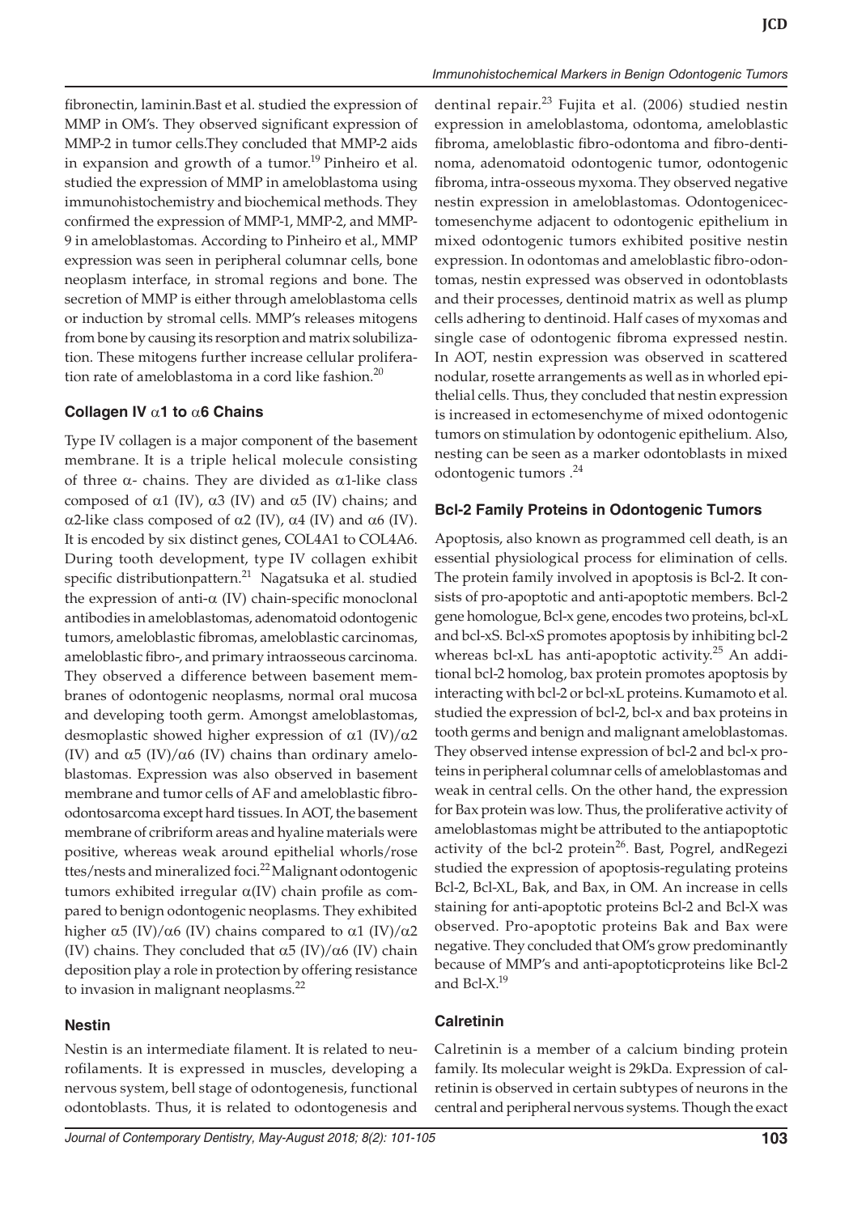fibronectin, laminin.Bast et al. studied the expression of MMP in OM's. They observed significant expression of MMP-2 in tumor cells.They concluded that MMP-2 aids in expansion and growth of a tumor.[19] Pinheiro et al. studied the expression of MMP in ameloblastoma using immunohistochemistry and biochemical methods. They confirmed the expression of MMP-1, MMP-2, and MMP-9 in ameloblastomas. According to Pinheiro et al., MMP expression was seen in peripheral columnar cells, bone neoplasm interface, in stromal regions and bone. The secretion of MMP is either through ameloblastoma cells or induction by stromal cells. MMP's releases mitogens from bone by causing its resorption and matrix solubilization. These mitogens further increase cellular proliferation rate of ameloblastoma in a cord like fashion.[20]

### Collagen IV $\alpha$1 to $\alpha$6 Chains

Type IV collagen is a major component of the basement membrane. It is a triple helical molecule consisting of three $\alpha$- chains. They are divided as $\alpha$1-like class composed of $\alpha$1 (IV), $\alpha$3 (IV) and $\alpha$5 (IV) chains; and $\alpha$2-like class composed of $\alpha$2 (IV), $\alpha$4 (IV) and $\alpha$6 (IV). It is encoded by six distinct genes, COL4A1 to COL4A6. During tooth development, type IV collagen exhibit specific distributionpattern.[21] Nagatsuka et al. studied the expression of anti-$\alpha$ (IV) chain-specific monoclonal antibodies in ameloblastomas, adenomatoid odontogenic tumors, ameloblastic fibromas, ameloblastic carcinomas, ameloblastic fibro-, and primary intraosseous carcinoma. They observed a difference between basement membranes of odontogenic neoplasms, normal oral mucosa and developing tooth germ. Amongst ameloblastomas, desmoplastic showed higher expression of $\alpha$1 (IV)/$\alpha$2 (IV) and $\alpha$5 (IV)/$\alpha$6 (IV) chains than ordinary ameloblastomas. Expression was also observed in basement membrane and tumor cells of AF and ameloblastic fibro-odontosarcoma except hard tissues. In AOT, the basement membrane of cribriform areas and hyaline materials were positive, whereas weak around epithelial whorls/rosettes/nests and mineralized foci.[22] Malignant odontogenic tumors exhibited irregular $\alpha$(IV) chain profile as compared to benign odontogenic neoplasms. They exhibited higher $\alpha$5 (IV)/$\alpha$6 (IV) chains compared to $\alpha$1 (IV)/$\alpha$2 (IV) chains. They concluded that $\alpha$5 (IV)/$\alpha$6 (IV) chain deposition play a role in protection by offering resistance to invasion in malignant neoplasms.[22]

### Nestin

Nestin is an intermediate filament. It is related to neurofilaments. It is expressed in muscles, developing a nervous system, bell stage of odontogenesis, functional odontoblasts. Thus, it is related to odontogenesis and dentinal repair.[23] Fujita et al. (2006) studied nestin expression in ameloblastoma, odontoma, ameloblastic fibroma, ameloblastic fibro-odontoma and fibro-dentinoma, adenomatoid odontogenic tumor, odontogenic fibroma, intra-osseous myxoma. They observed negative nestin expression in ameloblastomas. Odontogenicectomesenchyme adjacent to odontogenic epithelium in mixed odontogenic tumors exhibited positive nestin expression. In odontomas and ameloblastic fibro-odontomas, nestin expressed was observed in odontoblasts and their processes, dentinoid matrix as well as plump cells adhering to dentinoid. Half cases of myxomas and single case of odontogenic fibroma expressed nestin. In AOT, nestin expression was observed in scattered nodular, rosette arrangements as well as in whorled epithelial cells. Thus, they concluded that nestin expression is increased in ectomesenchyme of mixed odontogenic tumors on stimulation by odontogenic epithelium. Also, nesting can be seen as a marker odontoblasts in mixed odontogenic tumors .[24]

### Bcl-2 Family Proteins in Odontogenic Tumors

Apoptosis, also known as programmed cell death, is an essential physiological process for elimination of cells. The protein family involved in apoptosis is Bcl-2. It consists of pro-apoptotic and anti-apoptotic members. Bcl-2 gene homologue, Bcl-x gene, encodes two proteins, bcl-xL and bcl-xS. Bcl-xS promotes apoptosis by inhibiting bcl-2 whereas bcl-xL has anti-apoptotic activity.[25] An additional bcl-2 homolog, bax protein promotes apoptosis by interacting with bcl-2 or bcl-xL proteins. Kumamoto et al. studied the expression of bcl-2, bcl-x and bax proteins in tooth germs and benign and malignant ameloblastomas. They observed intense expression of bcl-2 and bcl-x proteins in peripheral columnar cells of ameloblastomas and weak in central cells. On the other hand, the expression for Bax protein was low. Thus, the proliferative activity of ameloblastomas might be attributed to the antiapoptotic activity of the bcl-2 protein[26]. Bast, Pogrel, andRegezi studied the expression of apoptosis-regulating proteins Bcl-2, Bcl-XL, Bak, and Bax, in OM. An increase in cells staining for anti-apoptotic proteins Bcl-2 and Bcl-X was observed. Pro-apoptotic proteins Bak and Bax were negative. They concluded that OM's grow predominantly because of MMP's and anti-apoptoticproteins like Bcl-2 and Bcl-X.[19]

### Calretinin

Calretinin is a member of a calcium binding protein family. Its molecular weight is 29kDa. Expression of calretinin is observed in certain subtypes of neurons in the central and peripheral nervous systems. Though the exact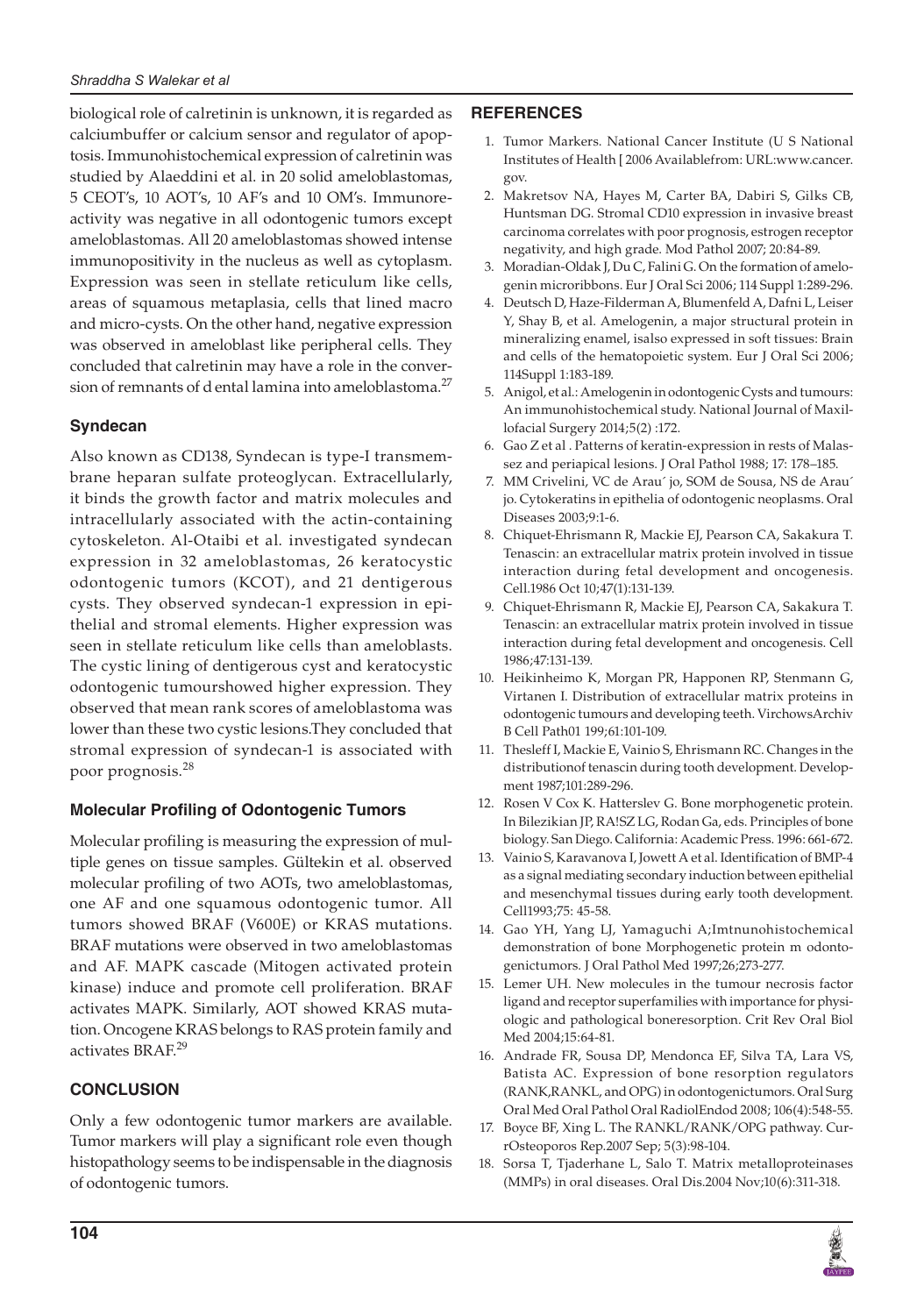biological role of calretinin is unknown, it is regarded as calciumbuffer or calcium sensor and regulator of apoptosis. Immunohistochemical expression of calretinin was studied by Alaeddini et al. in 20 solid ameloblastomas, 5 CEOT's, 10 AOT's, 10 AF's and 10 OM's. Immunoreactivity was negative in all odontogenic tumors except ameloblastomas. All 20 ameloblastomas showed intense immunopositivity in the nucleus as well as cytoplasm. Expression was seen in stellate reticulum like cells, areas of squamous metaplasia, cells that lined macro and micro-cysts. On the other hand, negative expression was observed in ameloblast like peripheral cells. They concluded that calretinin may have a role in the conversion of remnants of d ental lamina into ameloblastoma.[27]

### Syndecan

Also known as CD138, Syndecan is type-I transmembrane heparan sulfate proteoglycan. Extracellularly, it binds the growth factor and matrix molecules and intracellularly associated with the actin-containing cytoskeleton. Al-Otaibi et al. investigated syndecan expression in 32 ameloblastomas, 26 keratocystic odontogenic tumors (KCOT), and 21 dentigerous cysts. They observed syndecan-1 expression in epithelial and stromal elements. Higher expression was seen in stellate reticulum like cells than ameloblasts. The cystic lining of dentigerous cyst and keratocystic odontogenic tumourshowed higher expression. They observed that mean rank scores of ameloblastoma was lower than these two cystic lesions.They concluded that stromal expression of syndecan-1 is associated with poor prognosis.[28]

### Molecular Profiling of Odontogenic Tumors

Molecular profiling is measuring the expression of multiple genes on tissue samples. Gültekin et al. observed molecular profiling of two AOTs, two ameloblastomas, one AF and one squamous odontogenic tumor. All tumors showed BRAF (V600E) or KRAS mutations. BRAF mutations were observed in two ameloblastomas and AF. MAPK cascade (Mitogen activated protein kinase) induce and promote cell proliferation. BRAF activates MAPK. Similarly, AOT showed KRAS mutation. Oncogene KRAS belongs to RAS protein family and activates BRAF.[29]

## CONCLUSION

Only a few odontogenic tumor markers are available. Tumor markers will play a significant role even though histopathology seems to be indispensable in the diagnosis of odontogenic tumors.

## REFERENCES

1. Tumor Markers. National Cancer Institute (U S National Institutes of Health [ 2006 Availablefrom: URL:www.cancer.gov.
2. Makretsov NA, Hayes M, Carter BA, Dabiri S, Gilks CB, Huntsman DG. Stromal CD10 expression in invasive breast carcinoma correlates with poor prognosis, estrogen receptor negativity, and high grade. Mod Pathol 2007; 20:84-89.
3. Moradian-Oldak J, Du C, Falini G. On the formation of amelogenin microribbons. Eur J Oral Sci 2006; 114 Suppl 1:289-296.
4. Deutsch D, Haze-Filderman A, Blumenfeld A, Dafni L, Leiser Y, Shay B, et al. Amelogenin, a major structural protein in mineralizing enamel, isalso expressed in soft tissues: Brain and cells of the hematopoietic system. Eur J Oral Sci 2006; 114Suppl 1:183-189.
5. Anigol, et al.: Amelogenin in odontogenic Cysts and tumours: An immunohistochemical study. National Journal of Maxillofacial Surgery 2014;5(2) :172.
6. Gao Z et al . Patterns of keratin-expression in rests of Malassez and periapical lesions. J Oral Pathol 1988; 17: 178–185.
7. MM Crivelini, VC de Arau´ jo, SOM de Sousa, NS de Arau´ jo. Cytokeratins in epithelia of odontogenic neoplasms. Oral Diseases 2003;9:1-6.
8. Chiquet-Ehrismann R, Mackie EJ, Pearson CA, Sakakura T. Tenascin: an extracellular matrix protein involved in tissue interaction during fetal development and oncogenesis. Cell.1986 Oct 10;47(1):131-139.
9. Chiquet-Ehrismann R, Mackie EJ, Pearson CA, Sakakura T. Tenascin: an extracellular matrix protein involved in tissue interaction during fetal development and oncogenesis. Cell 1986;47:131-139.
10. Heikinheimo K, Morgan PR, Happonen RP, Stenmann G, Virtanen I. Distribution of extracellular matrix proteins in odontogenic tumours and developing teeth. VirchowsArchiv B Cell Path01 199;61:101-109.
11. Thesleff I, Mackie E, Vainio S, Ehrismann RC. Changes in the distributionof tenascin during tooth development. Development 1987;101:289-296.
12. Rosen V Cox K. Hatterslev G. Bone morphogenetic protein. In Bilezikian JP, RA!SZ LG, Rodan Ga, eds. Principles of bone biology. San Diego. California: Academic Press. 1996: 661-672.
13. Vainio S, Karavanova I, Jowett A et al. Identification of BMP-4 as a signal mediating secondary induction between epithelial and mesenchymal tissues during early tooth development. Cell1993;75: 45-58.
14. Gao YH, Yang LJ, Yamaguchi A;Imtnunohistochemical demonstration of bone Morphogenetic protein m odontogenictumors. J Oral Pathol Med 1997;26;273-277.
15. Lemer UH. New molecules in the tumour necrosis factor ligand and receptor superfamilies with importance for physiologic and pathological boneresorption. Crit Rev Oral Biol Med 2004;15:64-81.
16. Andrade FR, Sousa DP, Mendonca EF, Silva TA, Lara VS, Batista AC. Expression of bone resorption regulators (RANK,RANKL, and OPG) in odontogenictumors. Oral Surg Oral Med Oral Pathol Oral RadiolEndod 2008; 106(4):548-55.
17. Boyce BF, Xing L. The RANKL/RANK/OPG pathway. CurrOsteoporos Rep.2007 Sep; 5(3):98-104.
18. Sorsa T, Tjaderhane L, Salo T. Matrix metalloproteinases (MMPs) in oral diseases. Oral Dis.2004 Nov;10(6):311-318.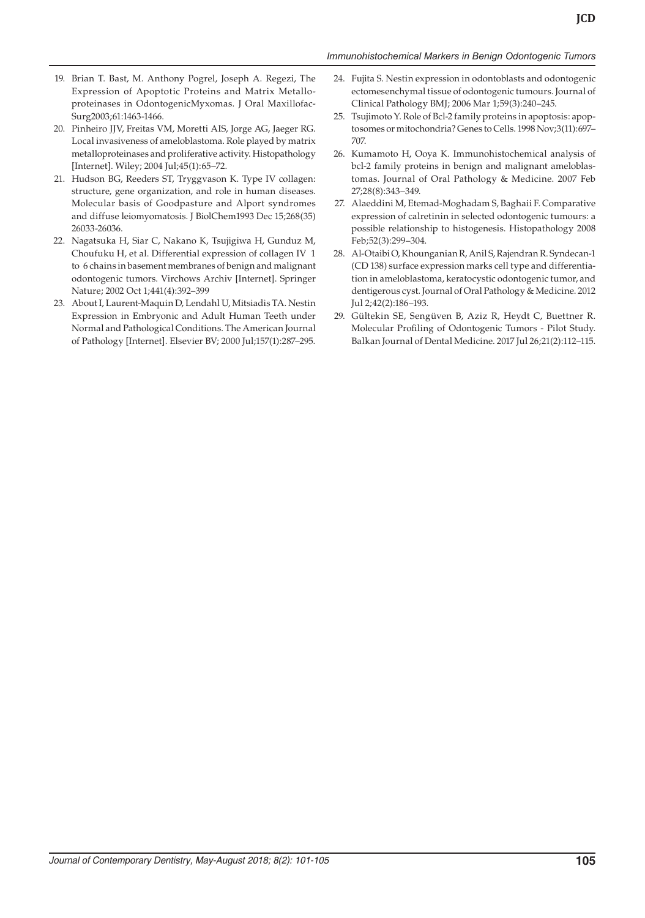19. Brian T. Bast, M. Anthony Pogrel, Joseph A. Regezi, The Expression of Apoptotic Proteins and Matrix Metalloproteinases in OdontogenicMyxomas. J Oral MaxillofacSurg2003;61:1463-1466.
20. Pinheiro JJV, Freitas VM, Moretti AIS, Jorge AG, Jaeger RG. Local invasiveness of ameloblastoma. Role played by matrix metalloproteinases and proliferative activity. Histopathology [Internet]. Wiley; 2004 Jul;45(1):65–72.
21. Hudson BG, Reeders ST, Tryggvason K. Type IV collagen: structure, gene organization, and role in human diseases. Molecular basis of Goodpasture and Alport syndromes and diffuse leiomyomatosis. J BiolChem1993 Dec 15;268(35) 26033-26036.
22. Nagatsuka H, Siar C, Nakano K, Tsujigiwa H, Gunduz M, Choufuku H, et al. Differential expression of collagen IV 1 to 6 chains in basement membranes of benign and malignant odontogenic tumors. Virchows Archiv [Internet]. Springer Nature; 2002 Oct 1;441(4):392–399
23. About I, Laurent-Maquin D, Lendahl U, Mitsiadis TA. Nestin Expression in Embryonic and Adult Human Teeth under Normal and Pathological Conditions. The American Journal of Pathology [Internet]. Elsevier BV; 2000 Jul;157(1):287–295.
24. Fujita S. Nestin expression in odontoblasts and odontogenic ectomesenchymal tissue of odontogenic tumours. Journal of Clinical Pathology BMJ; 2006 Mar 1;59(3):240–245.
25. Tsujimoto Y. Role of Bcl-2 family proteins in apoptosis: apoptosomes or mitochondria? Genes to Cells. 1998 Nov;3(11):697–707.
26. Kumamoto H, Ooya K. Immunohistochemical analysis of bcl-2 family proteins in benign and malignant ameloblastomas. Journal of Oral Pathology & Medicine. 2007 Feb 27;28(8):343–349.
27. Alaeddini M, Etemad-Moghadam S, Baghaii F. Comparative expression of calretinin in selected odontogenic tumours: a possible relationship to histogenesis. Histopathology 2008 Feb;52(3):299–304.
28. Al-Otaibi O, Khounganian R, Anil S, Rajendran R. Syndecan-1 (CD 138) surface expression marks cell type and differentiation in ameloblastoma, keratocystic odontogenic tumor, and dentigerous cyst. Journal of Oral Pathology & Medicine. 2012 Jul 2;42(2):186–193.
29. Gültekin SE, Sengüven B, Aziz R, Heydt C, Buettner R. Molecular Profiling of Odontogenic Tumors - Pilot Study. Balkan Journal of Dental Medicine. 2017 Jul 26;21(2):112–115.